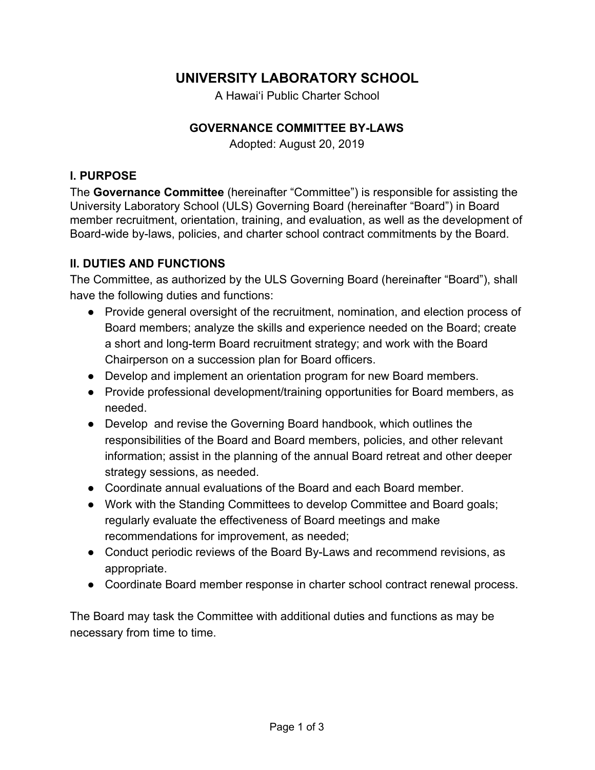# UNIVERSITY LABORATORY SCHOOL

A Hawaiʻi Public Charter School

## GOVERNANCE COMMITTEE BY-LAWS

Adopted: August 20, 2019

### I. PURPOSE

The **Governance Committee** (hereinafter "Committee") is responsible for assisting the University Laboratory School (ULS) Governing Board (hereinafter "Board") in Board member recruitment, orientation, training, and evaluation, as well as the development of Board-wide by-laws, policies, and charter school contract commitments by the Board.

### II. DUTIES AND FUNCTIONS

The Committee, as authorized by the ULS Governing Board (hereinafter "Board"), shall have the following duties and functions:

- Provide general oversight of the recruitment, nomination, and election process of Board members; analyze the skills and experience needed on the Board; create a short and long-term Board recruitment strategy; and work with the Board Chairperson on a succession plan for Board officers.
- Develop and implement an orientation program for new Board members.
- Provide professional development/training opportunities for Board members, as needed.
- Develop and revise the Governing Board handbook, which outlines the responsibilities of the Board and Board members, policies, and other relevant information; assist in the planning of the annual Board retreat and other deeper strategy sessions, as needed.
- Coordinate annual evaluations of the Board and each Board member.
- Work with the Standing Committees to develop Committee and Board goals; regularly evaluate the effectiveness of Board meetings and make recommendations for improvement, as needed;
- Conduct periodic reviews of the Board By-Laws and recommend revisions, as appropriate.
- Coordinate Board member response in charter school contract renewal process.

The Board may task the Committee with additional duties and functions as may be necessary from time to time.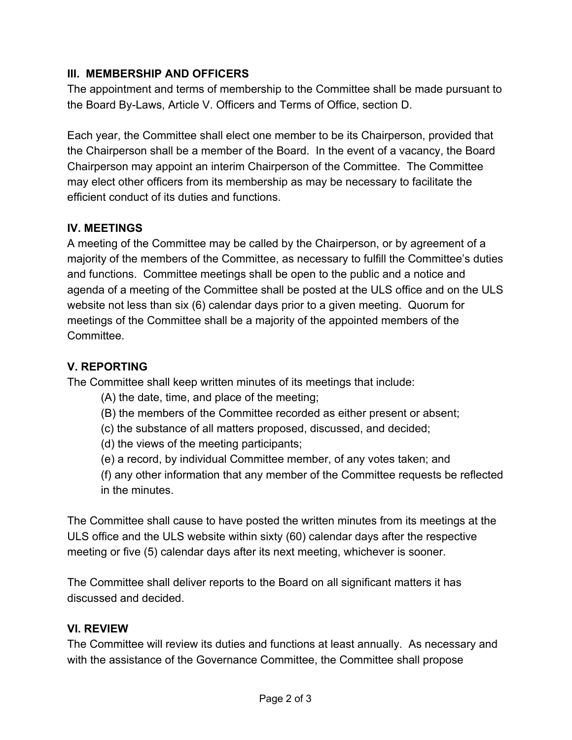## III. MEMBERSHIP AND OFFICERS

The appointment and terms of membership to the Committee shall be made pursuant to the Board By-Laws, Article V. Officers and Terms of Office, section D.

Each year, the Committee shall elect one member to be its Chairperson, provided that the Chairperson shall be a member of the Board. In the event of a vacancy, the Board Chairperson may appoint an interim Chairperson of the Committee. The Committee may elect other officers from its membership as may be necessary to facilitate the efficient conduct of its duties and functions.

## IV. MEETINGS

A meeting of the Committee may be called by the Chairperson, or by agreement of a majority of the members of the Committee, as necessary to fulfill the Committee's duties and functions. Committee meetings shall be open to the public and a notice and agenda of a meeting of the Committee shall be posted at the ULS office and on the ULS website not less than six (6) calendar days prior to a given meeting. Quorum for meetings of the Committee shall be a majority of the appointed members of the Committee.

## V. REPORTING

The Committee shall keep written minutes of its meetings that include:

- (A) the date, time, and place of the meeting;
- (B) the members of the Committee recorded as either present or absent;
- (c) the substance of all matters proposed, discussed, and decided;
- (d) the views of the meeting participants;
- (e) a record, by individual Committee member, of any votes taken; and
- (f) any other information that any member of the Committee requests be reflected in the minutes.

The Committee shall cause to have posted the written minutes from its meetings at the ULS office and the ULS website within sixty (60) calendar days after the respective meeting or five (5) calendar days after its next meeting, whichever is sooner.

The Committee shall deliver reports to the Board on all significant matters it has discussed and decided.

## VI. REVIEW

The Committee will review its duties and functions at least annually. As necessary and with the assistance of the Governance Committee, the Committee shall propose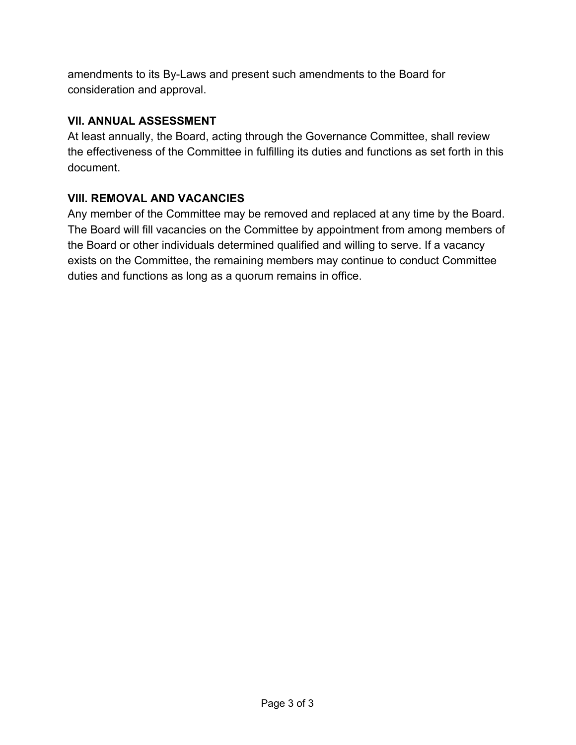amendments to its By-Laws and present such amendments to the Board for consideration and approval.

**VII. ANNUAL ASSESSMENT**

At least annually, the Board, acting through the Governance Committee, shall review the effectiveness of the Committee in fulfilling its duties and functions as set forth in this document.

**VIII. REMOVAL AND VACANCIES**

Any member of the Committee may be removed and replaced at any time by the Board. The Board will fill vacancies on the Committee by appointment from among members of the Board or other individuals determined qualified and willing to serve. If a vacancy exists on the Committee, the remaining members may continue to conduct Committee duties and functions as long as a quorum remains in office.